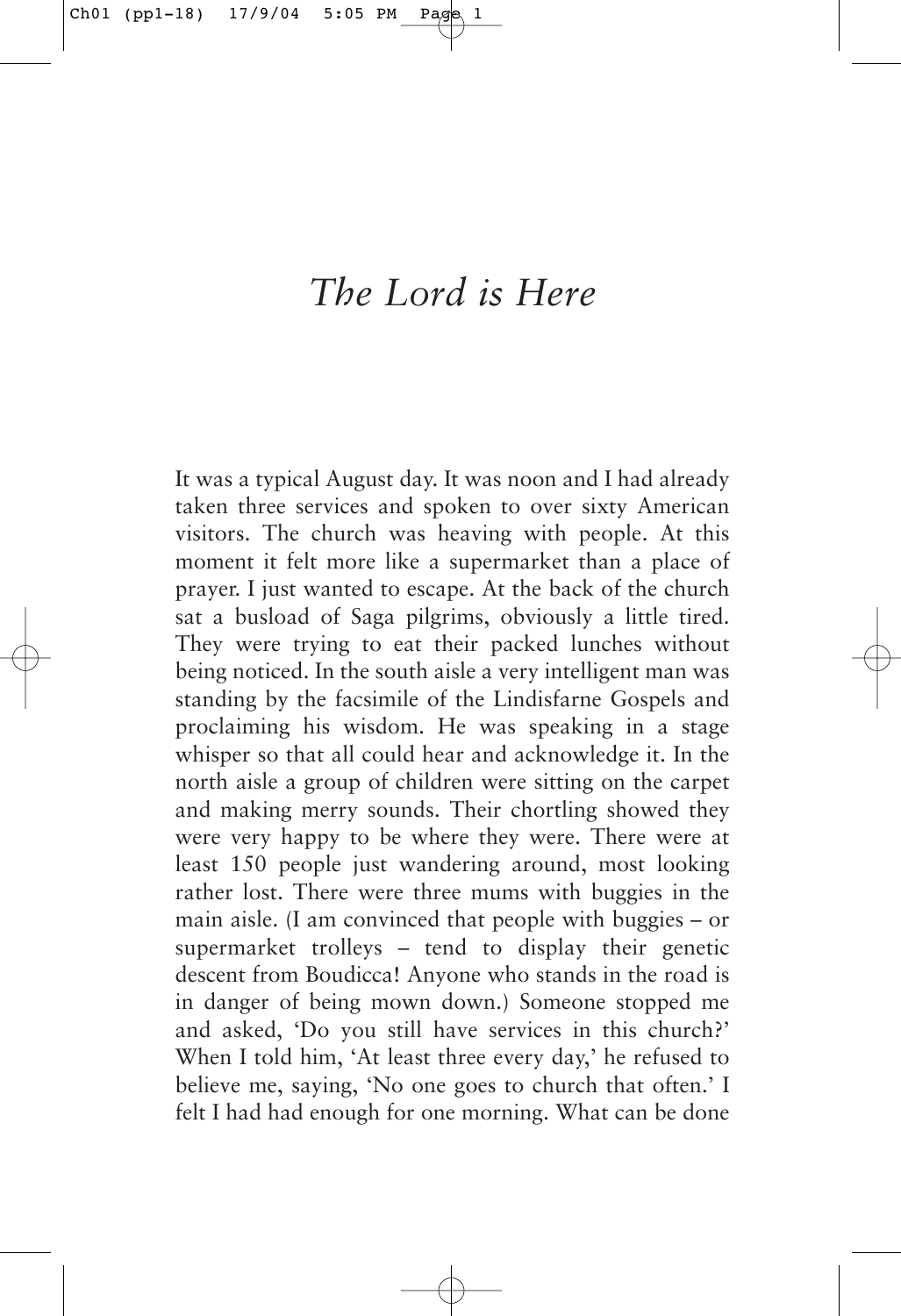# *The Lord is Here*

It was a typical August day. It was noon and I had already taken three services and spoken to over sixty American visitors. The church was heaving with people. At this moment it felt more like a supermarket than a place of prayer. I just wanted to escape. At the back of the church sat a busload of Saga pilgrims, obviously a little tired. They were trying to eat their packed lunches without being noticed. In the south aisle a very intelligent man was standing by the facsimile of the Lindisfarne Gospels and proclaiming his wisdom. He was speaking in a stage whisper so that all could hear and acknowledge it. In the north aisle a group of children were sitting on the carpet and making merry sounds. Their chortling showed they were very happy to be where they were. There were at least 150 people just wandering around, most looking rather lost. There were three mums with buggies in the main aisle. (I am convinced that people with buggies – or supermarket trolleys – tend to display their genetic descent from Boudicca! Anyone who stands in the road is in danger of being mown down.) Someone stopped me and asked, 'Do you still have services in this church?' When I told him, 'At least three every day,' he refused to believe me, saying, 'No one goes to church that often.' I felt I had had enough for one morning. What can be done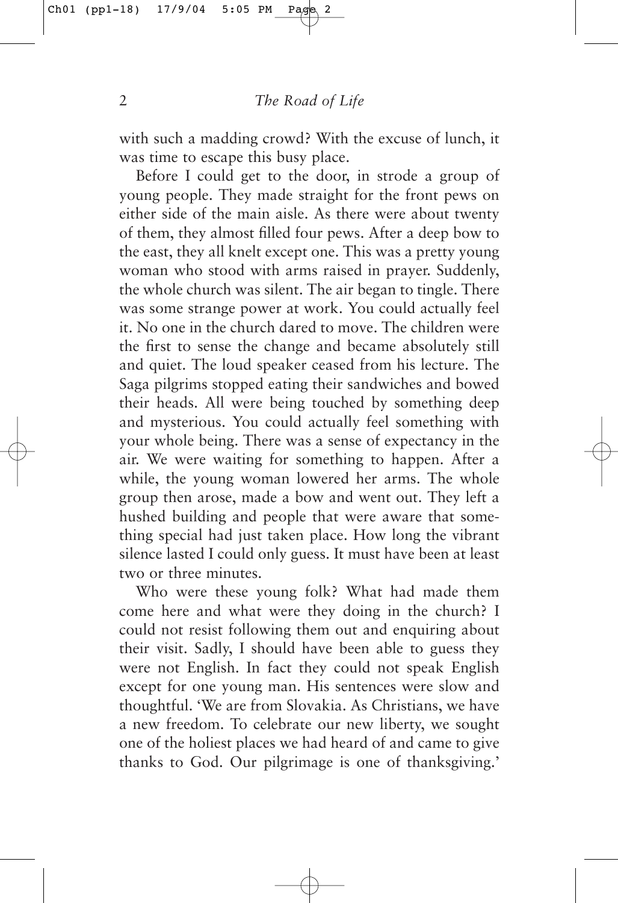with such a madding crowd? With the excuse of lunch, it was time to escape this busy place.

Before I could get to the door, in strode a group of young people. They made straight for the front pews on either side of the main aisle. As there were about twenty of them, they almost filled four pews. After a deep bow to the east, they all knelt except one. This was a pretty young woman who stood with arms raised in prayer. Suddenly, the whole church was silent. The air began to tingle. There was some strange power at work. You could actually feel it. No one in the church dared to move. The children were the first to sense the change and became absolutely still and quiet. The loud speaker ceased from his lecture. The Saga pilgrims stopped eating their sandwiches and bowed their heads. All were being touched by something deep and mysterious. You could actually feel something with your whole being. There was a sense of expectancy in the air. We were waiting for something to happen. After a while, the young woman lowered her arms. The whole group then arose, made a bow and went out. They left a hushed building and people that were aware that something special had just taken place. How long the vibrant silence lasted I could only guess. It must have been at least two or three minutes.

Who were these young folk? What had made them come here and what were they doing in the church? I could not resist following them out and enquiring about their visit. Sadly, I should have been able to guess they were not English. In fact they could not speak English except for one young man. His sentences were slow and thoughtful. 'We are from Slovakia. As Christians, we have a new freedom. To celebrate our new liberty, we sought one of the holiest places we had heard of and came to give thanks to God. Our pilgrimage is one of thanksgiving.'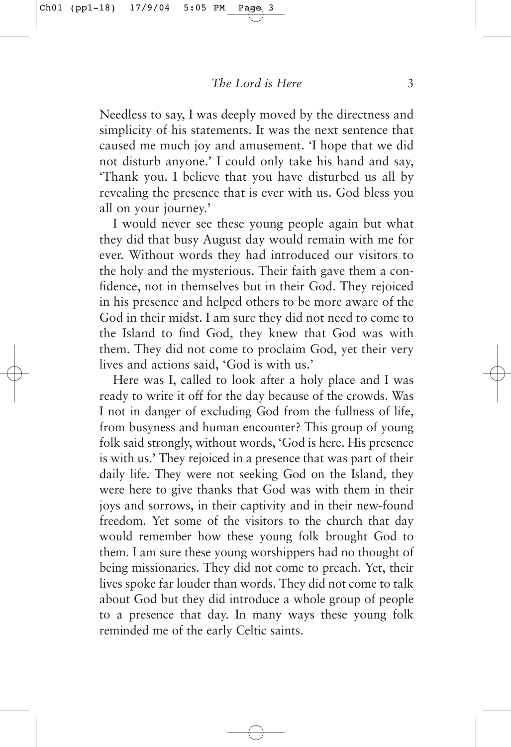Needless to say, I was deeply moved by the directness and simplicity of his statements. It was the next sentence that caused me much joy and amusement. 'I hope that we did not disturb anyone.' I could only take his hand and say, 'Thank you. I believe that you have disturbed us all by revealing the presence that is ever with us. God bless you all on your journey.'

I would never see these young people again but what they did that busy August day would remain with me for ever. Without words they had introduced our visitors to the holy and the mysterious. Their faith gave them a confidence, not in themselves but in their God. They rejoiced in his presence and helped others to be more aware of the God in their midst. I am sure they did not need to come to the Island to find God, they knew that God was with them. They did not come to proclaim God, yet their very lives and actions said, 'God is with us.'

Here was I, called to look after a holy place and I was ready to write it off for the day because of the crowds. Was I not in danger of excluding God from the fullness of life, from busyness and human encounter? This group of young folk said strongly, without words, 'God is here. His presence is with us.' They rejoiced in a presence that was part of their daily life. They were not seeking God on the Island, they were here to give thanks that God was with them in their joys and sorrows, in their captivity and in their new-found freedom. Yet some of the visitors to the church that day would remember how these young folk brought God to them. I am sure these young worshippers had no thought of being missionaries. They did not come to preach. Yet, their lives spoke far louder than words. They did not come to talk about God but they did introduce a whole group of people to a presence that day. In many ways these young folk reminded me of the early Celtic saints.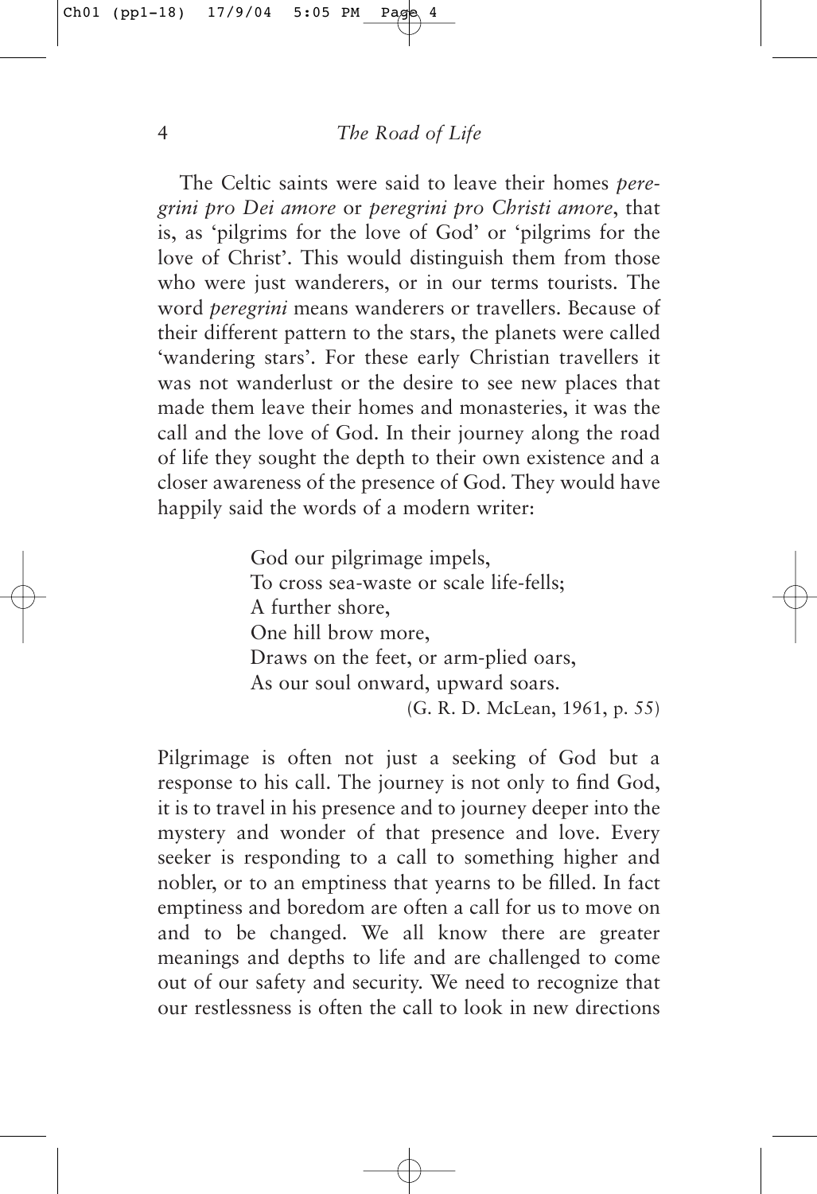The Celtic saints were said to leave their homes *peregrini pro Dei amore* or *peregrini pro Christi amore*, that is, as 'pilgrims for the love of God' or 'pilgrims for the love of Christ'. This would distinguish them from those who were just wanderers, or in our terms tourists. The word *peregrini* means wanderers or travellers. Because of their different pattern to the stars, the planets were called 'wandering stars'. For these early Christian travellers it was not wanderlust or the desire to see new places that made them leave their homes and monasteries, it was the call and the love of God. In their journey along the road of life they sought the depth to their own existence and a closer awareness of the presence of God. They would have happily said the words of a modern writer:

> God our pilgrimage impels,
> To cross sea-waste or scale life-fells;
> A further shore,
> One hill brow more,
> Draws on the feet, or arm-plied oars,
> As our soul onward, upward soars.
>
> (G. R. D. McLean, 1961, p. 55)

Pilgrimage is often not just a seeking of God but a response to his call. The journey is not only to find God, it is to travel in his presence and to journey deeper into the mystery and wonder of that presence and love. Every seeker is responding to a call to something higher and nobler, or to an emptiness that yearns to be filled. In fact emptiness and boredom are often a call for us to move on and to be changed. We all know there are greater meanings and depths to life and are challenged to come out of our safety and security. We need to recognize that our restlessness is often the call to look in new directions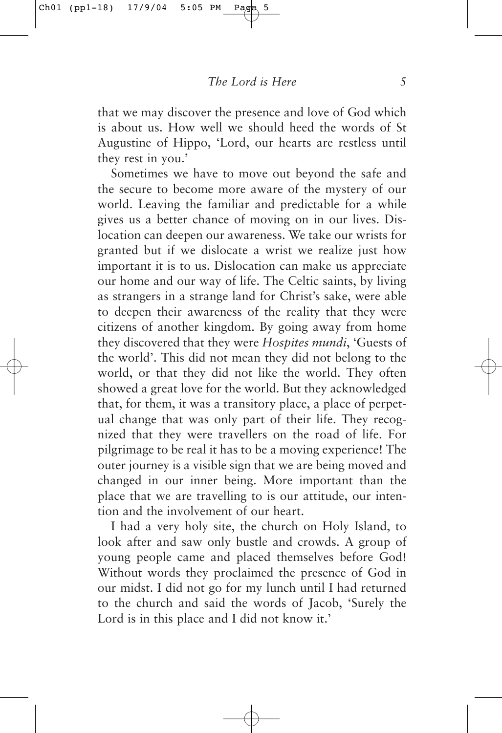that we may discover the presence and love of God which is about us. How well we should heed the words of St Augustine of Hippo, 'Lord, our hearts are restless until they rest in you.'

Sometimes we have to move out beyond the safe and the secure to become more aware of the mystery of our world. Leaving the familiar and predictable for a while gives us a better chance of moving on in our lives. Dislocation can deepen our awareness. We take our wrists for granted but if we dislocate a wrist we realize just how important it is to us. Dislocation can make us appreciate our home and our way of life. The Celtic saints, by living as strangers in a strange land for Christ's sake, were able to deepen their awareness of the reality that they were citizens of another kingdom. By going away from home they discovered that they were *Hospites mundi*, 'Guests of the world'. This did not mean they did not belong to the world, or that they did not like the world. They often showed a great love for the world. But they acknowledged that, for them, it was a transitory place, a place of perpetual change that was only part of their life. They recognized that they were travellers on the road of life. For pilgrimage to be real it has to be a moving experience! The outer journey is a visible sign that we are being moved and changed in our inner being. More important than the place that we are travelling to is our attitude, our intention and the involvement of our heart.

I had a very holy site, the church on Holy Island, to look after and saw only bustle and crowds. A group of young people came and placed themselves before God! Without words they proclaimed the presence of God in our midst. I did not go for my lunch until I had returned to the church and said the words of Jacob, 'Surely the Lord is in this place and I did not know it.'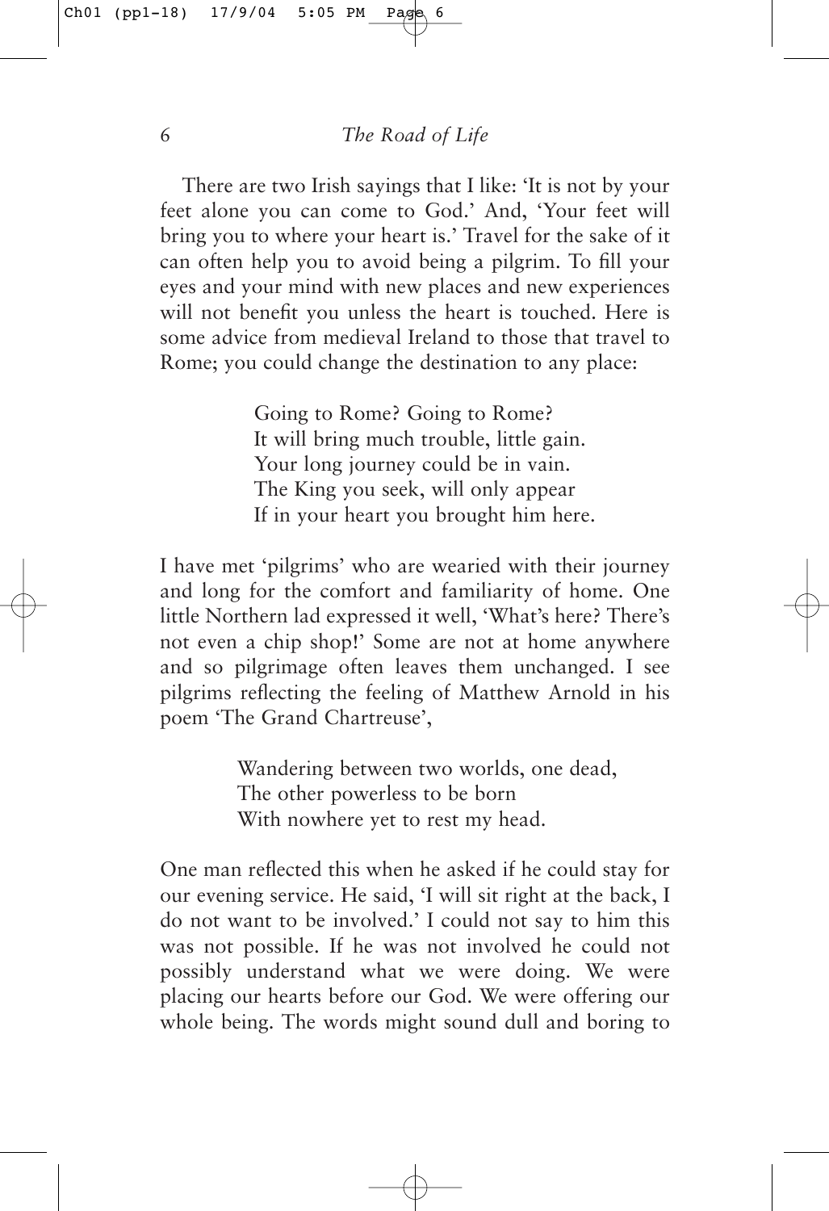There are two Irish sayings that I like: 'It is not by your feet alone you can come to God.' And, 'Your feet will bring you to where your heart is.' Travel for the sake of it can often help you to avoid being a pilgrim. To fill your eyes and your mind with new places and new experiences will not benefit you unless the heart is touched. Here is some advice from medieval Ireland to those that travel to Rome; you could change the destination to any place:

> Going to Rome? Going to Rome?
> It will bring much trouble, little gain.
> Your long journey could be in vain.
> The King you seek, will only appear
> If in your heart you brought him here.

I have met 'pilgrims' who are wearied with their journey and long for the comfort and familiarity of home. One little Northern lad expressed it well, 'What's here? There's not even a chip shop!' Some are not at home anywhere and so pilgrimage often leaves them unchanged. I see pilgrims reflecting the feeling of Matthew Arnold in his poem 'The Grand Chartreuse',

> Wandering between two worlds, one dead,
> The other powerless to be born
> With nowhere yet to rest my head.

One man reflected this when he asked if he could stay for our evening service. He said, 'I will sit right at the back, I do not want to be involved.' I could not say to him this was not possible. If he was not involved he could not possibly understand what we were doing. We were placing our hearts before our God. We were offering our whole being. The words might sound dull and boring to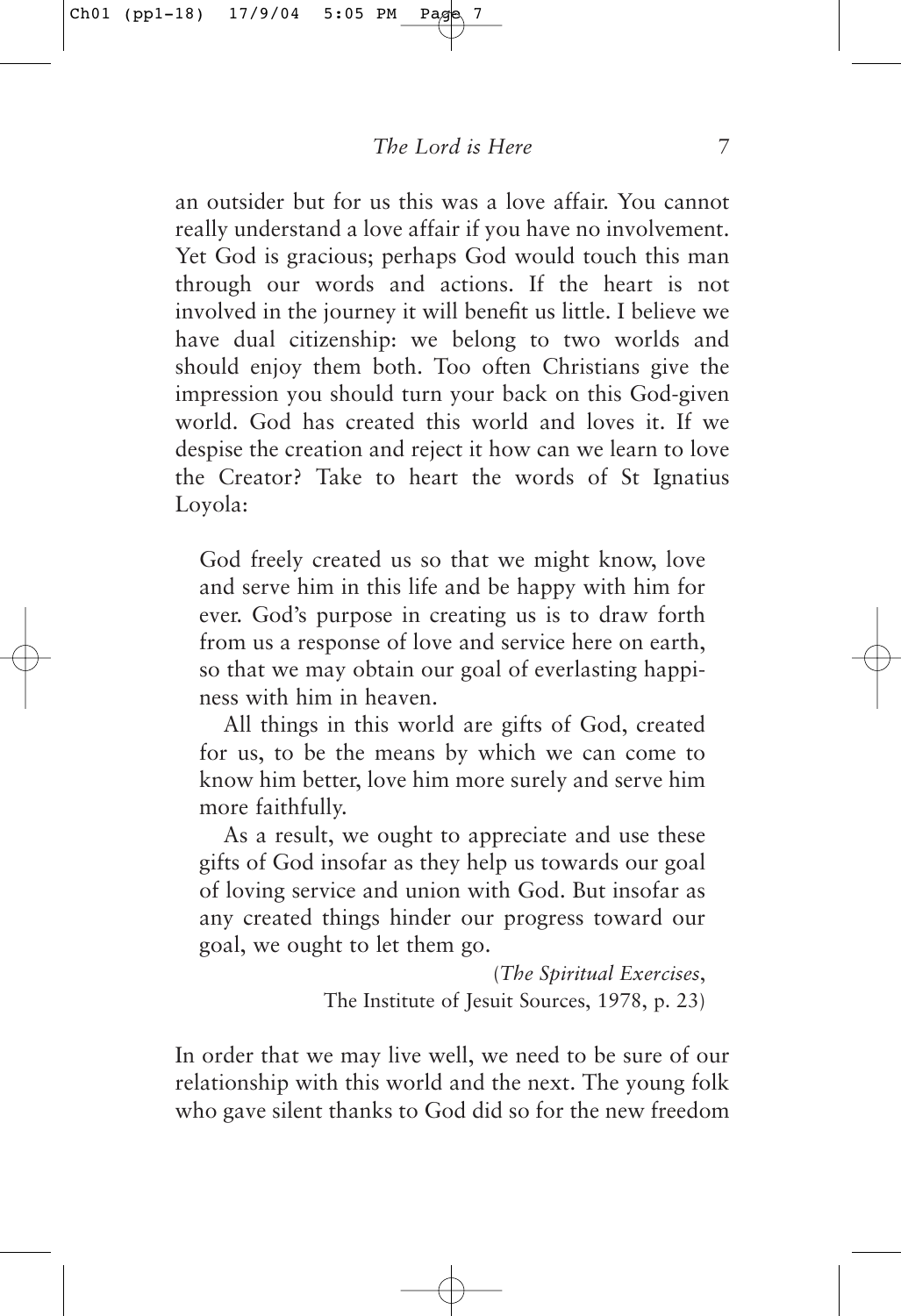an outsider but for us this was a love affair. You cannot really understand a love affair if you have no involvement. Yet God is gracious; perhaps God would touch this man through our words and actions. If the heart is not involved in the journey it will benefit us little. I believe we have dual citizenship: we belong to two worlds and should enjoy them both. Too often Christians give the impression you should turn your back on this God-given world. God has created this world and loves it. If we despise the creation and reject it how can we learn to love the Creator? Take to heart the words of St Ignatius Loyola:

> God freely created us so that we might know, love and serve him in this life and be happy with him for ever. God's purpose in creating us is to draw forth from us a response of love and service here on earth, so that we may obtain our goal of everlasting happiness with him in heaven.
>
> All things in this world are gifts of God, created for us, to be the means by which we can come to know him better, love him more surely and serve him more faithfully.
>
> As a result, we ought to appreciate and use these gifts of God insofar as they help us towards our goal of loving service and union with God. But insofar as any created things hinder our progress toward our goal, we ought to let them go.
>
> (*The Spiritual Exercises*, The Institute of Jesuit Sources, 1978, p. 23)

In order that we may live well, we need to be sure of our relationship with this world and the next. The young folk who gave silent thanks to God did so for the new freedom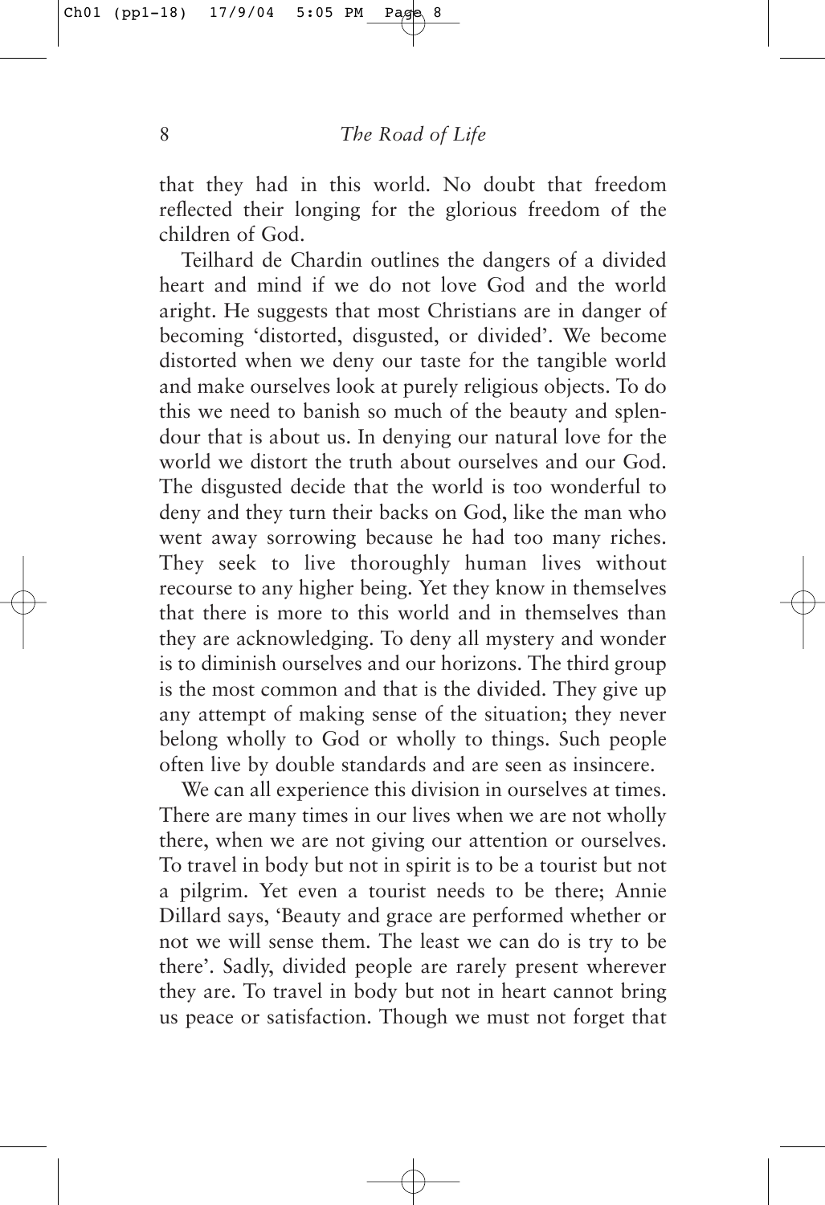that they had in this world. No doubt that freedom reflected their longing for the glorious freedom of the children of God.

Teilhard de Chardin outlines the dangers of a divided heart and mind if we do not love God and the world aright. He suggests that most Christians are in danger of becoming 'distorted, disgusted, or divided'. We become distorted when we deny our taste for the tangible world and make ourselves look at purely religious objects. To do this we need to banish so much of the beauty and splendour that is about us. In denying our natural love for the world we distort the truth about ourselves and our God. The disgusted decide that the world is too wonderful to deny and they turn their backs on God, like the man who went away sorrowing because he had too many riches. They seek to live thoroughly human lives without recourse to any higher being. Yet they know in themselves that there is more to this world and in themselves than they are acknowledging. To deny all mystery and wonder is to diminish ourselves and our horizons. The third group is the most common and that is the divided. They give up any attempt of making sense of the situation; they never belong wholly to God or wholly to things. Such people often live by double standards and are seen as insincere.

We can all experience this division in ourselves at times. There are many times in our lives when we are not wholly there, when we are not giving our attention or ourselves. To travel in body but not in spirit is to be a tourist but not a pilgrim. Yet even a tourist needs to be there; Annie Dillard says, 'Beauty and grace are performed whether or not we will sense them. The least we can do is try to be there'. Sadly, divided people are rarely present wherever they are. To travel in body but not in heart cannot bring us peace or satisfaction. Though we must not forget that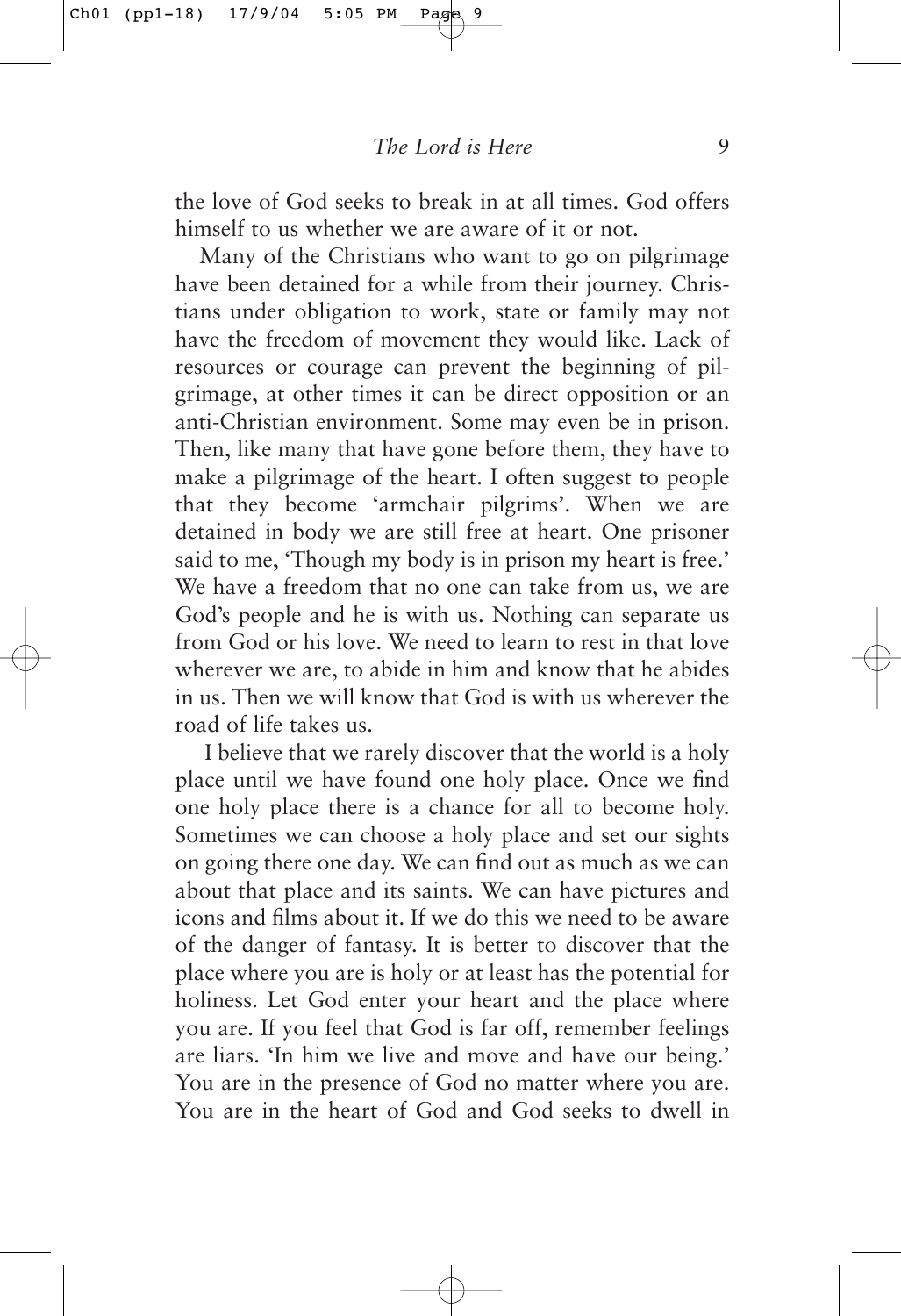the love of God seeks to break in at all times. God offers himself to us whether we are aware of it or not.

Many of the Christians who want to go on pilgrimage have been detained for a while from their journey. Christians under obligation to work, state or family may not have the freedom of movement they would like. Lack of resources or courage can prevent the beginning of pilgrimage, at other times it can be direct opposition or an anti-Christian environment. Some may even be in prison. Then, like many that have gone before them, they have to make a pilgrimage of the heart. I often suggest to people that they become 'armchair pilgrims'. When we are detained in body we are still free at heart. One prisoner said to me, 'Though my body is in prison my heart is free.' We have a freedom that no one can take from us, we are God's people and he is with us. Nothing can separate us from God or his love. We need to learn to rest in that love wherever we are, to abide in him and know that he abides in us. Then we will know that God is with us wherever the road of life takes us.

I believe that we rarely discover that the world is a holy place until we have found one holy place. Once we find one holy place there is a chance for all to become holy. Sometimes we can choose a holy place and set our sights on going there one day. We can find out as much as we can about that place and its saints. We can have pictures and icons and films about it. If we do this we need to be aware of the danger of fantasy. It is better to discover that the place where you are is holy or at least has the potential for holiness. Let God enter your heart and the place where you are. If you feel that God is far off, remember feelings are liars. 'In him we live and move and have our being.' You are in the presence of God no matter where you are. You are in the heart of God and God seeks to dwell in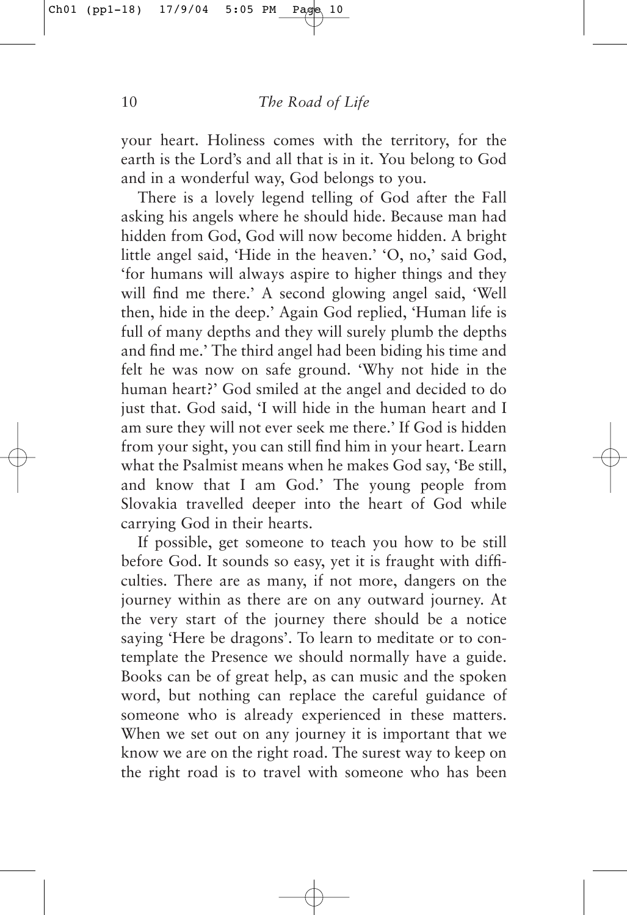your heart. Holiness comes with the territory, for the earth is the Lord's and all that is in it. You belong to God and in a wonderful way, God belongs to you.

There is a lovely legend telling of God after the Fall asking his angels where he should hide. Because man had hidden from God, God will now become hidden. A bright little angel said, 'Hide in the heaven.' 'O, no,' said God, 'for humans will always aspire to higher things and they will find me there.' A second glowing angel said, 'Well then, hide in the deep.' Again God replied, 'Human life is full of many depths and they will surely plumb the depths and find me.' The third angel had been biding his time and felt he was now on safe ground. 'Why not hide in the human heart?' God smiled at the angel and decided to do just that. God said, 'I will hide in the human heart and I am sure they will not ever seek me there.' If God is hidden from your sight, you can still find him in your heart. Learn what the Psalmist means when he makes God say, 'Be still, and know that I am God.' The young people from Slovakia travelled deeper into the heart of God while carrying God in their hearts.

If possible, get someone to teach you how to be still before God. It sounds so easy, yet it is fraught with difficulties. There are as many, if not more, dangers on the journey within as there are on any outward journey. At the very start of the journey there should be a notice saying 'Here be dragons'. To learn to meditate or to contemplate the Presence we should normally have a guide. Books can be of great help, as can music and the spoken word, but nothing can replace the careful guidance of someone who is already experienced in these matters. When we set out on any journey it is important that we know we are on the right road. The surest way to keep on the right road is to travel with someone who has been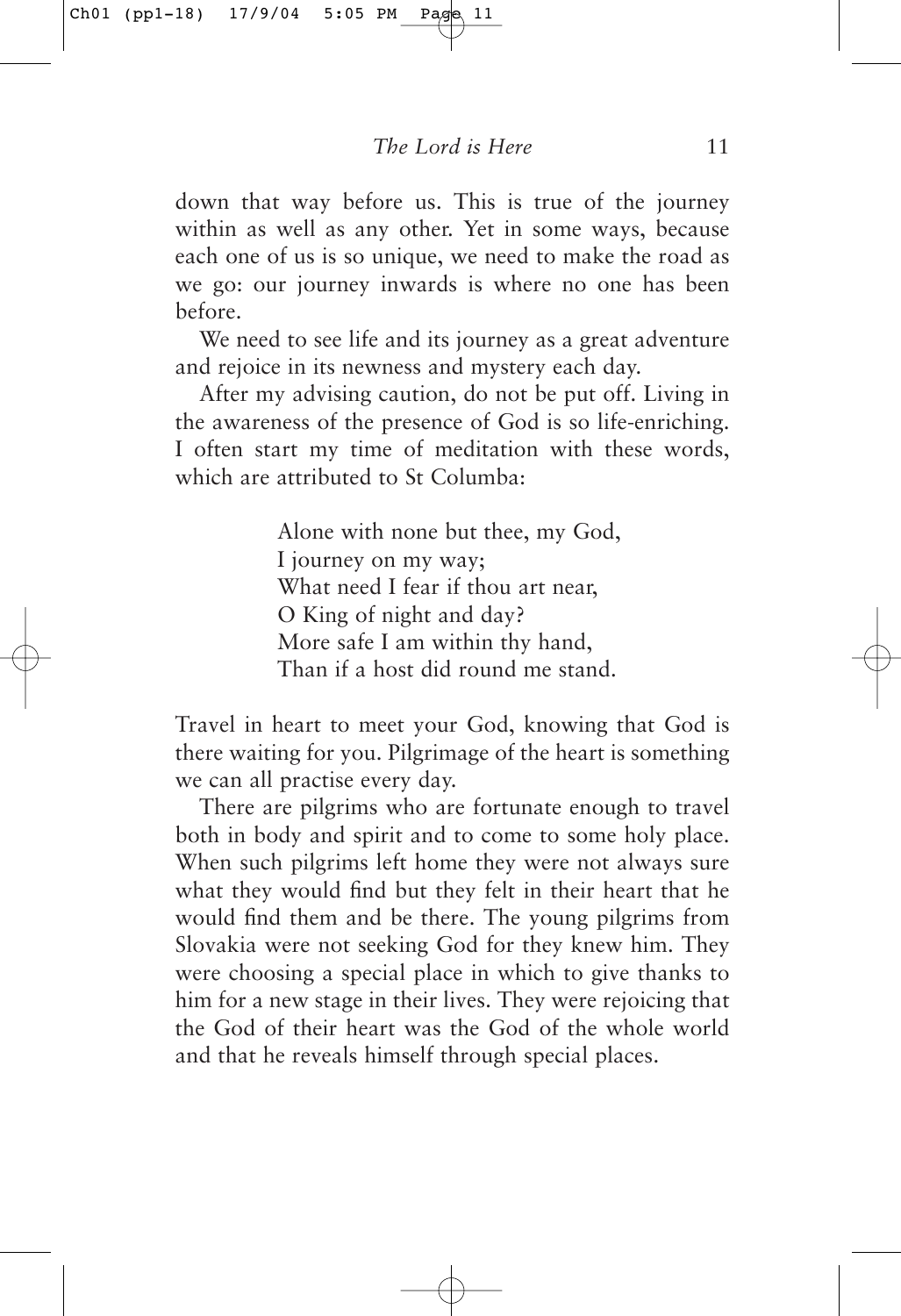down that way before us. This is true of the journey within as well as any other. Yet in some ways, because each one of us is so unique, we need to make the road as we go: our journey inwards is where no one has been before.

We need to see life and its journey as a great adventure and rejoice in its newness and mystery each day.

After my advising caution, do not be put off. Living in the awareness of the presence of God is so life-enriching. I often start my time of meditation with these words, which are attributed to St Columba:

> Alone with none but thee, my God,
> I journey on my way;
> What need I fear if thou art near,
> O King of night and day?
> More safe I am within thy hand,
> Than if a host did round me stand.

Travel in heart to meet your God, knowing that God is there waiting for you. Pilgrimage of the heart is something we can all practise every day.

There are pilgrims who are fortunate enough to travel both in body and spirit and to come to some holy place. When such pilgrims left home they were not always sure what they would find but they felt in their heart that he would find them and be there. The young pilgrims from Slovakia were not seeking God for they knew him. They were choosing a special place in which to give thanks to him for a new stage in their lives. They were rejoicing that the God of their heart was the God of the whole world and that he reveals himself through special places.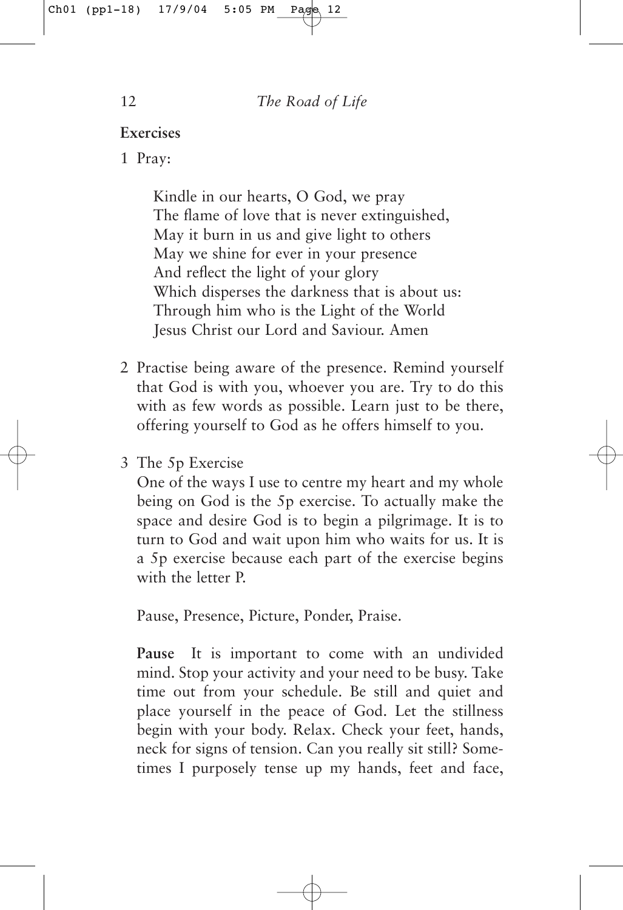### Exercises

1 Pray:

> Kindle in our hearts, O God, we pray
> The flame of love that is never extinguished,
> May it burn in us and give light to others
> May we shine for ever in your presence
> And reflect the light of your glory
> Which disperses the darkness that is about us:
> Through him who is the Light of the World
> Jesus Christ our Lord and Saviour. Amen

2 Practise being aware of the presence. Remind yourself that God is with you, whoever you are. Try to do this with as few words as possible. Learn just to be there, offering yourself to God as he offers himself to you.

3 The 5p Exercise

One of the ways I use to centre my heart and my whole being on God is the 5p exercise. To actually make the space and desire God is to begin a pilgrimage. It is to turn to God and wait upon him who waits for us. It is a 5p exercise because each part of the exercise begins with the letter P.

Pause, Presence, Picture, Ponder, Praise.

**Pause** It is important to come with an undivided mind. Stop your activity and your need to be busy. Take time out from your schedule. Be still and quiet and place yourself in the peace of God. Let the stillness begin with your body. Relax. Check your feet, hands, neck for signs of tension. Can you really sit still? Sometimes I purposely tense up my hands, feet and face,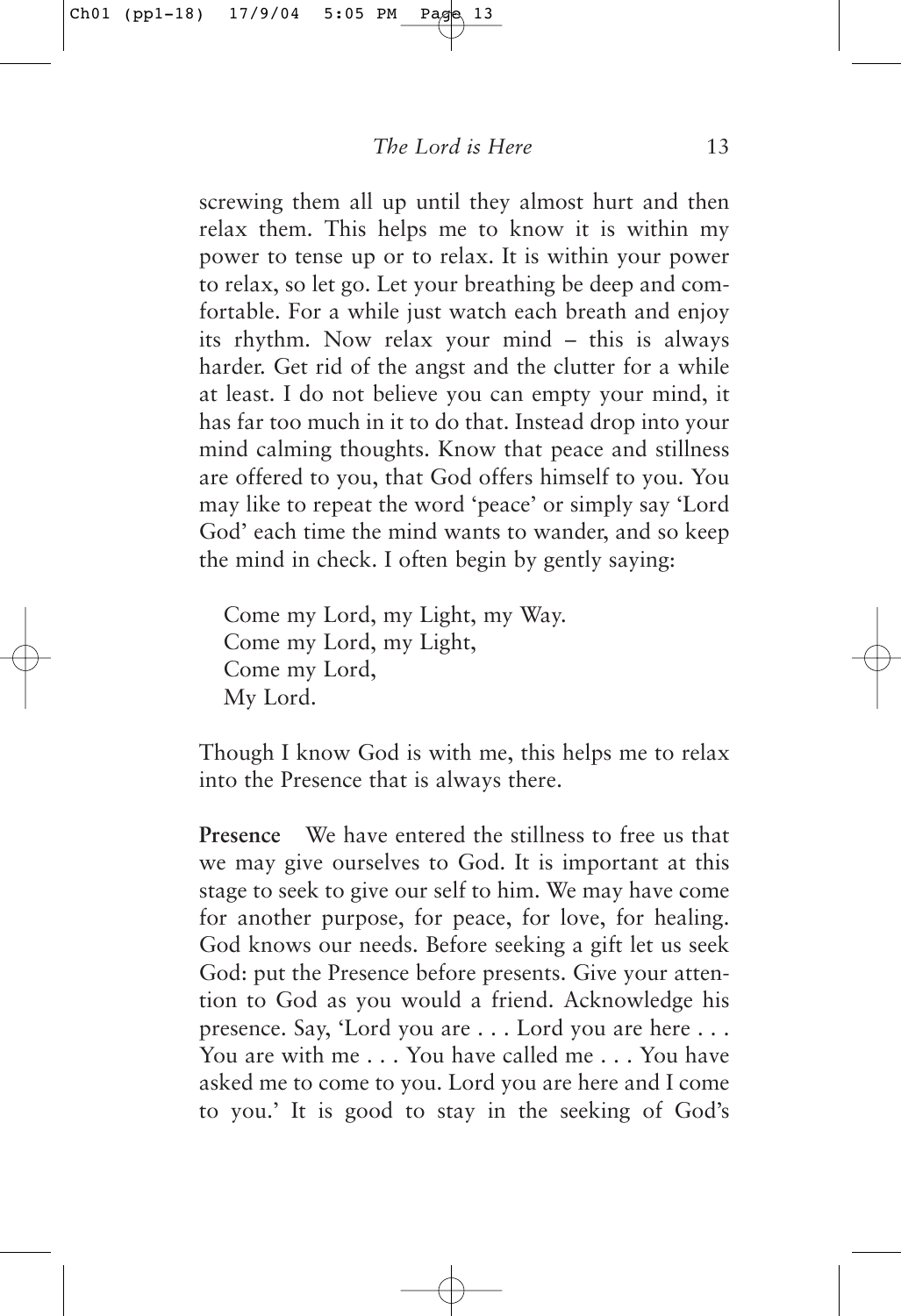screwing them all up until they almost hurt and then relax them. This helps me to know it is within my power to tense up or to relax. It is within your power to relax, so let go. Let your breathing be deep and comfortable. For a while just watch each breath and enjoy its rhythm. Now relax your mind – this is always harder. Get rid of the angst and the clutter for a while at least. I do not believe you can empty your mind, it has far too much in it to do that. Instead drop into your mind calming thoughts. Know that peace and stillness are offered to you, that God offers himself to you. You may like to repeat the word 'peace' or simply say 'Lord God' each time the mind wants to wander, and so keep the mind in check. I often begin by gently saying:

> Come my Lord, my Light, my Way.
> Come my Lord, my Light,
> Come my Lord,
> My Lord.

Though I know God is with me, this helps me to relax into the Presence that is always there.

**Presence** We have entered the stillness to free us that we may give ourselves to God. It is important at this stage to seek to give our self to him. We may have come for another purpose, for peace, for love, for healing. God knows our needs. Before seeking a gift let us seek God: put the Presence before presents. Give your attention to God as you would a friend. Acknowledge his presence. Say, 'Lord you are . . . Lord you are here . . . You are with me . . . You have called me . . . You have asked me to come to you. Lord you are here and I come to you.' It is good to stay in the seeking of God's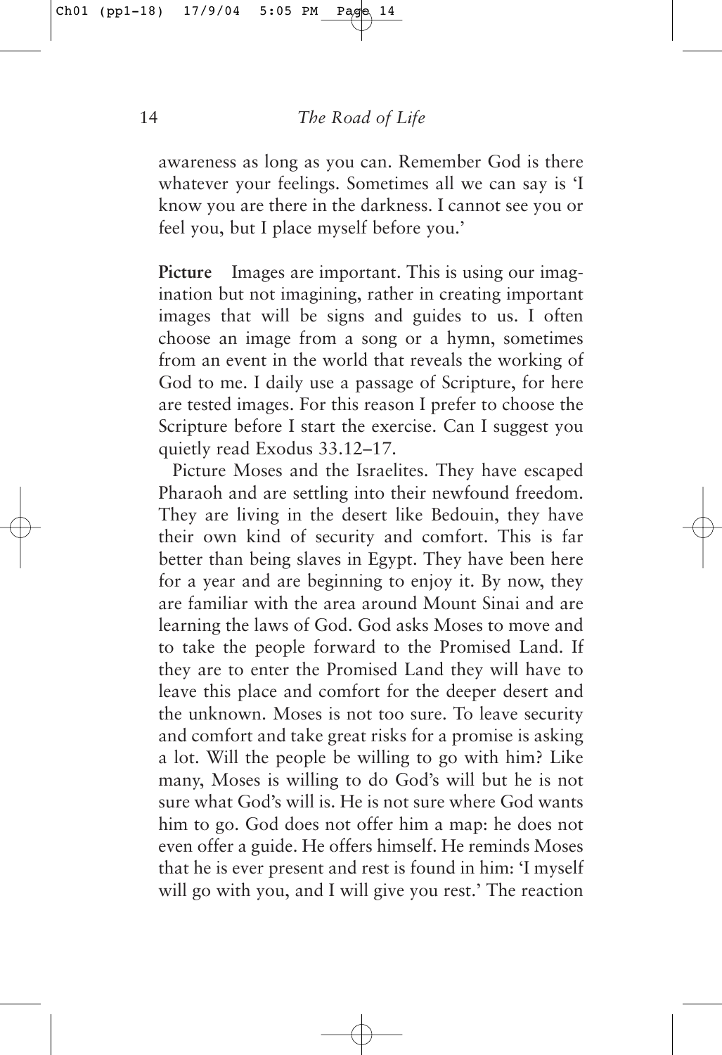awareness as long as you can. Remember God is there whatever your feelings. Sometimes all we can say is 'I know you are there in the darkness. I cannot see you or feel you, but I place myself before you.'

**Picture** Images are important. This is using our imagination but not imagining, rather in creating important images that will be signs and guides to us. I often choose an image from a song or a hymn, sometimes from an event in the world that reveals the working of God to me. I daily use a passage of Scripture, for here are tested images. For this reason I prefer to choose the Scripture before I start the exercise. Can I suggest you quietly read Exodus 33.12–17.

Picture Moses and the Israelites. They have escaped Pharaoh and are settling into their newfound freedom. They are living in the desert like Bedouin, they have their own kind of security and comfort. This is far better than being slaves in Egypt. They have been here for a year and are beginning to enjoy it. By now, they are familiar with the area around Mount Sinai and are learning the laws of God. God asks Moses to move and to take the people forward to the Promised Land. If they are to enter the Promised Land they will have to leave this place and comfort for the deeper desert and the unknown. Moses is not too sure. To leave security and comfort and take great risks for a promise is asking a lot. Will the people be willing to go with him? Like many, Moses is willing to do God's will but he is not sure what God's will is. He is not sure where God wants him to go. God does not offer him a map: he does not even offer a guide. He offers himself. He reminds Moses that he is ever present and rest is found in him: 'I myself will go with you, and I will give you rest.' The reaction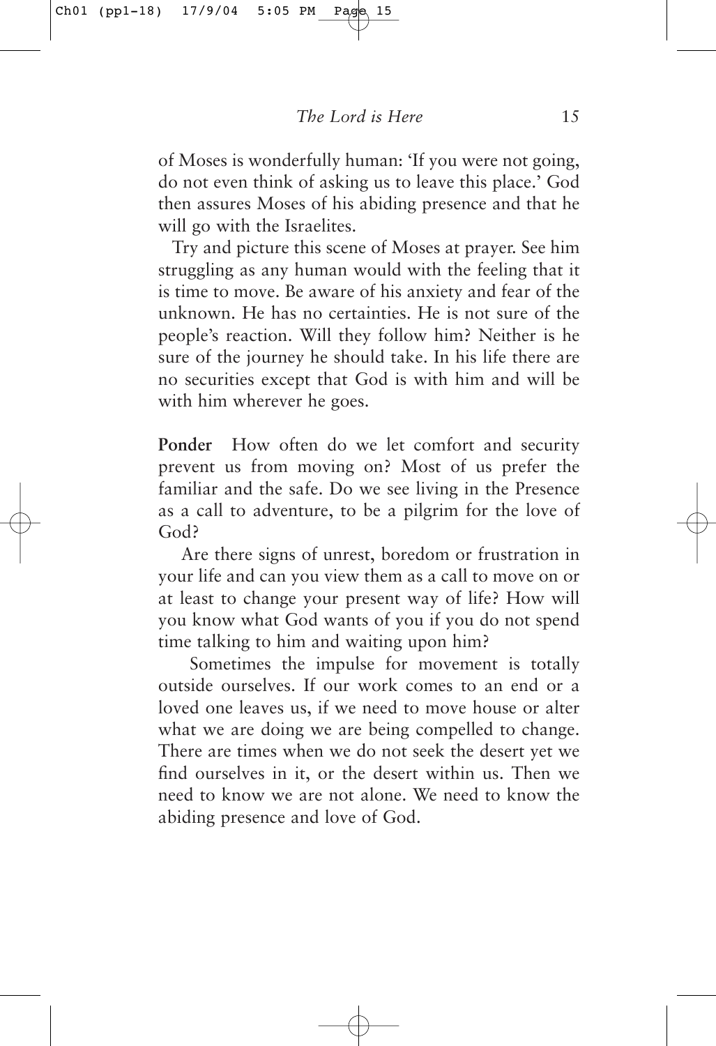of Moses is wonderfully human: 'If you were not going, do not even think of asking us to leave this place.' God then assures Moses of his abiding presence and that he will go with the Israelites.

Try and picture this scene of Moses at prayer. See him struggling as any human would with the feeling that it is time to move. Be aware of his anxiety and fear of the unknown. He has no certainties. He is not sure of the people's reaction. Will they follow him? Neither is he sure of the journey he should take. In his life there are no securities except that God is with him and will be with him wherever he goes.

**Ponder** How often do we let comfort and security prevent us from moving on? Most of us prefer the familiar and the safe. Do we see living in the Presence as a call to adventure, to be a pilgrim for the love of God?

Are there signs of unrest, boredom or frustration in your life and can you view them as a call to move on or at least to change your present way of life? How will you know what God wants of you if you do not spend time talking to him and waiting upon him?

Sometimes the impulse for movement is totally outside ourselves. If our work comes to an end or a loved one leaves us, if we need to move house or alter what we are doing we are being compelled to change. There are times when we do not seek the desert yet we find ourselves in it, or the desert within us. Then we need to know we are not alone. We need to know the abiding presence and love of God.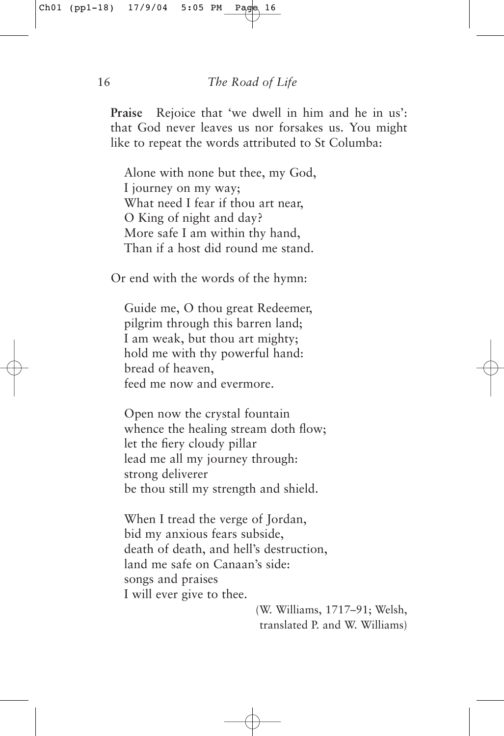**Praise** Rejoice that 'we dwell in him and he in us': that God never leaves us nor forsakes us. You might like to repeat the words attributed to St Columba:

> Alone with none but thee, my God,  
> I journey on my way;  
> What need I fear if thou art near,  
> O King of night and day?  
> More safe I am within thy hand,  
> Than if a host did round me stand.

Or end with the words of the hymn:

> Guide me, O thou great Redeemer,  
> pilgrim through this barren land;  
> I am weak, but thou art mighty;  
> hold me with thy powerful hand:  
> bread of heaven,  
> feed me now and evermore.
>
> Open now the crystal fountain  
> whence the healing stream doth flow;  
> let the fiery cloudy pillar  
> lead me all my journey through:  
> strong deliverer  
> be thou still my strength and shield.
>
> When I tread the verge of Jordan,  
> bid my anxious fears subside,  
> death of death, and hell's destruction,  
> land me safe on Canaan's side:  
> songs and praises  
> I will ever give to thee.

(W. Williams, 1717–91; Welsh, translated P. and W. Williams)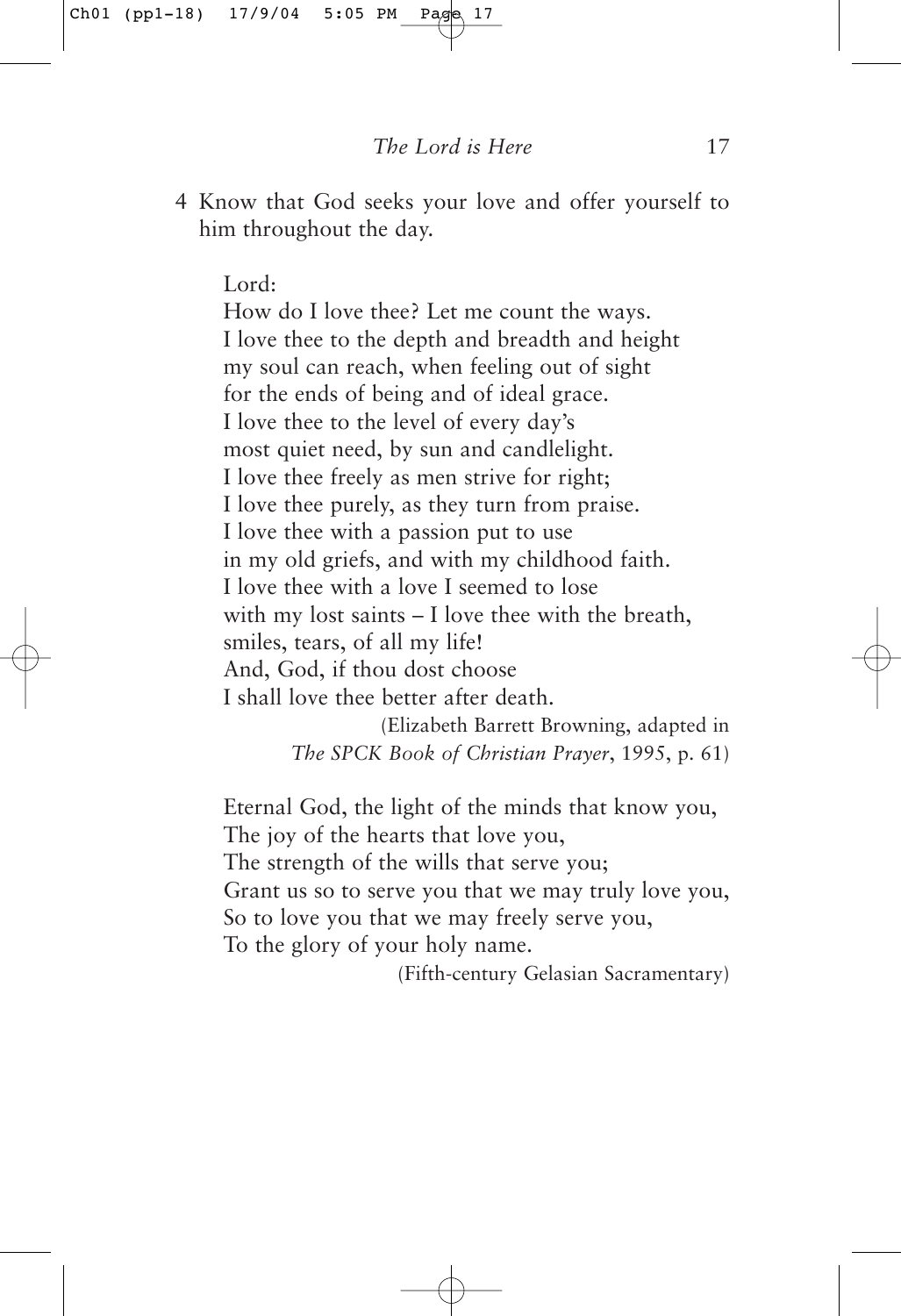4 Know that God seeks your love and offer yourself to him throughout the day.

> Lord:
> How do I love thee? Let me count the ways.
> I love thee to the depth and breadth and height
> my soul can reach, when feeling out of sight
> for the ends of being and of ideal grace.
> I love thee to the level of every day's
> most quiet need, by sun and candlelight.
> I love thee freely as men strive for right;
> I love thee purely, as they turn from praise.
> I love thee with a passion put to use
> in my old griefs, and with my childhood faith.
> I love thee with a love I seemed to lose
> with my lost saints – I love thee with the breath,
> smiles, tears, of all my life!
> And, God, if thou dost choose
> I shall love thee better after death.
>
> (Elizabeth Barrett Browning, adapted in *The SPCK Book of Christian Prayer*, 1995, p. 61)

> Eternal God, the light of the minds that know you,
> The joy of the hearts that love you,
> The strength of the wills that serve you;
> Grant us so to serve you that we may truly love you,
> So to love you that we may freely serve you,
> To the glory of your holy name.
>
> (Fifth-century Gelasian Sacramentary)